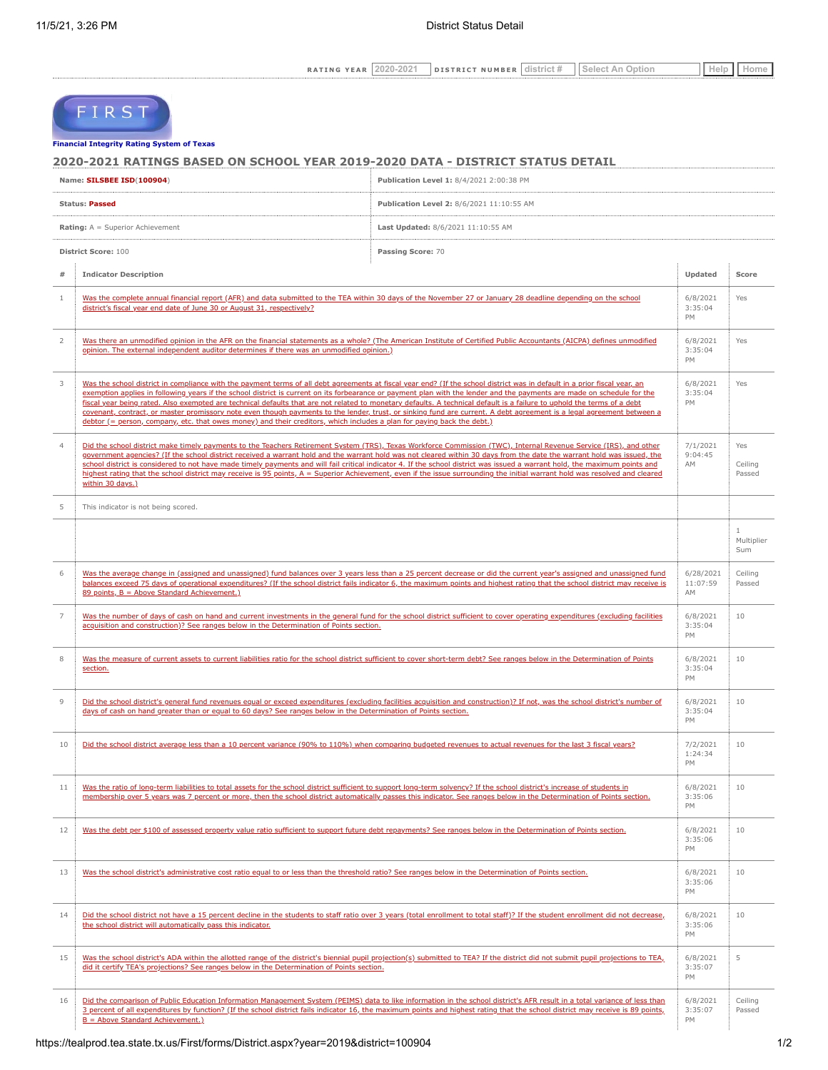RATING YEAR 2020-2021 DISTRICT NUMBER district # Select An Option Help Home

FIRST

**Financial Integrity Rating System of Texas**

## 2020-2021 RATINGS BASED ON SCHOOL YEAR 2019-2020 DATA - DISTRICT STATUS DETAIL

| | |
|---|---|
| **Name: SILSBEE ISD(100904)** | **Publication Level 1:** 8/4/2021 2:00:38 PM |
| **Status: Passed** | **Publication Level 2:** 8/6/2021 11:10:55 AM |
| **Rating:** A = Superior Achievement | **Last Updated:** 8/6/2021 11:10:55 AM |
| **District Score:** 100 | **Passing Score:** 70 |

| # | Indicator Description | Updated | Score |
|---|---|---|---|
| 1 | Was the complete annual financial report (AFR) and data submitted to the TEA within 30 days of the November 27 or January 28 deadline depending on the school district's fiscal year end date of June 30 or August 31, respectively? | 6/8/2021 3:35:04 PM | Yes |
| 2 | Was there an unmodified opinion in the AFR on the financial statements as a whole? (The American Institute of Certified Public Accountants (AICPA) defines unmodified opinion. The external independent auditor determines if there was an unmodified opinion.) | 6/8/2021 3:35:04 PM | Yes |
| 3 | Was the school district in compliance with the payment terms of all debt agreements at fiscal year end? (If the school district was in default in a prior fiscal year, an exemption applies in following years if the school district is current on its forbearance or payment plan with the lender and the payments are made on schedule for the fiscal year being rated. Also exempted are technical defaults that are not related to monetary defaults. A technical default is a failure to uphold the terms of a debt covenant, contract, or master promissory note even though payments to the lender, trust, or sinking fund are current. A debt agreement is a legal agreement between a debtor (= person, company, etc. that owes money) and their creditors, which includes a plan for paying back the debt.) | 6/8/2021 3:35:04 PM | Yes |
| 4 | Did the school district make timely payments to the Teachers Retirement System (TRS), Texas Workforce Commission (TWC), Internal Revenue Service (IRS), and other government agencies? (If the school district received a warrant hold and the warrant hold was not cleared within 30 days from the date the warrant hold was issued, the school district is considered to not have made timely payments and will fail critical indicator 4. If the school district was issued a warrant hold, the maximum points and highest rating that the school district may receive is 95 points, A = Superior Achievement, even if the issue surrounding the initial warrant hold was resolved and cleared within 30 days.) | 7/1/2021 9:04:45 AM | Yes<br>Ceiling Passed |
| 5 | This indicator is not being scored. | | |
| | | | 1<br>Multiplier Sum |
| 6 | Was the average change in (assigned and unassigned) fund balances over 3 years less than a 25 percent decrease or did the current year's assigned and unassigned fund balances exceed 75 days of operational expenditures? (If the school district fails indicator 6, the maximum points and highest rating that the school district may receive is 89 points, B = Above Standard Achievement.) | 6/28/2021 11:07:59 AM | Ceiling Passed |
| 7 | Was the number of days of cash on hand and current investments in the general fund for the school district sufficient to cover operating expenditures (excluding facilities acquisition and construction)? See ranges below in the Determination of Points section. | 6/8/2021 3:35:04 PM | 10 |
| 8 | Was the measure of current assets to current liabilities ratio for the school district sufficient to cover short-term debt? See ranges below in the Determination of Points section. | 6/8/2021 3:35:04 PM | 10 |
| 9 | Did the school district's general fund revenues equal or exceed expenditures (excluding facilities acquisition and construction)? If not, was the school district's number of days of cash on hand greater than or equal to 60 days? See ranges below in the Determination of Points section. | 6/8/2021 3:35:04 PM | 10 |
| 10 | Did the school district average less than a 10 percent variance (90% to 110%) when comparing budgeted revenues to actual revenues for the last 3 fiscal years? | 7/2/2021 1:24:34 PM | 10 |
| 11 | Was the ratio of long-term liabilities to total assets for the school district sufficient to support long-term solvency? If the school district's increase of students in membership over 5 years was 7 percent or more, then the school district automatically passes this indicator. See ranges below in the Determination of Points section. | 6/8/2021 3:35:06 PM | 10 |
| 12 | Was the debt per $100 of assessed property value ratio sufficient to support future debt repayments? See ranges below in the Determination of Points section. | 6/8/2021 3:35:06 PM | 10 |
| 13 | Was the school district's administrative cost ratio equal to or less than the threshold ratio? See ranges below in the Determination of Points section. | 6/8/2021 3:35:06 PM | 10 |
| 14 | Did the school district not have a 15 percent decline in the students to staff ratio over 3 years (total enrollment to total staff)? If the student enrollment did not decrease, the school district will automatically pass this indicator. | 6/8/2021 3:35:06 PM | 10 |
| 15 | Was the school district's ADA within the allotted range of the district's biennial pupil projection(s) submitted to TEA? If the district did not submit pupil projections to TEA, did it certify TEA's projections? See ranges below in the Determination of Points section. | 6/8/2021 3:35:07 PM | 5 |
| 16 | Did the comparison of Public Education Information Management System (PEIMS) data to like information in the school district's AFR result in a total variance of less than 3 percent of all expenditures by function? (If the school district fails indicator 16, the maximum points and highest rating that the school district may receive is 89 points, B = Above Standard Achievement.) | 6/8/2021 3:35:07 PM | Ceiling Passed |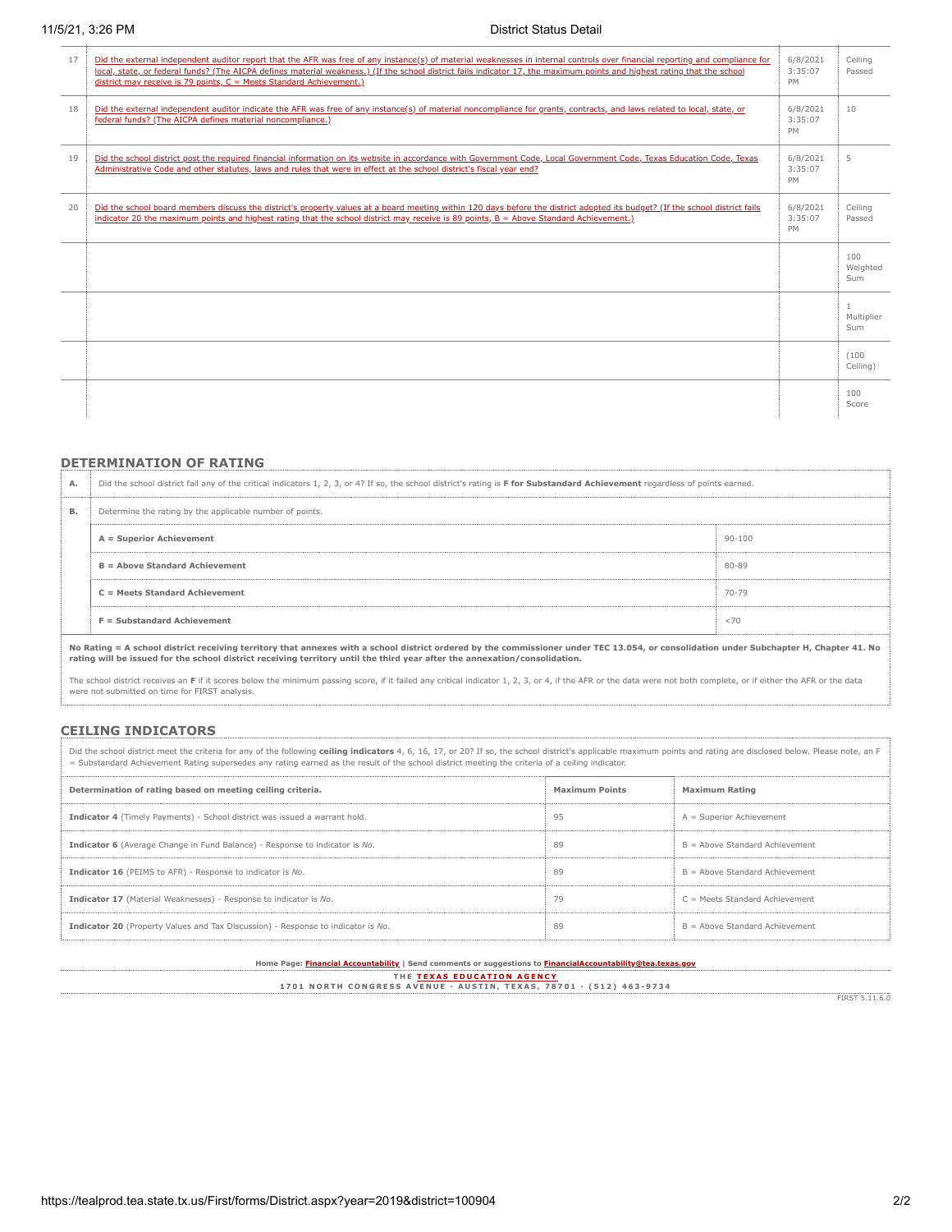| | | | |
|---|---|---|---|
| 17 | Did the external independent auditor report that the AFR was free of any instance(s) of material weaknesses in internal controls over financial reporting and compliance for local, state, or federal funds? (The AICPA defines material weakness.) (If the school district fails indicator 17, the maximum points and highest rating that the school district may receive is 79 points, C = Meets Standard Achievement.) | 6/8/2021 3:35:07 PM | Ceiling Passed |
| 18 | Did the external independent auditor indicate the AFR was free of any instance(s) of material noncompliance for grants, contracts, and laws related to local, state, or federal funds? (The AICPA defines material noncompliance.) | 6/8/2021 3:35:07 PM | 10 |
| 19 | Did the school district post the required financial information on its website in accordance with Government Code, Local Government Code, Texas Education Code, Texas Administrative Code and other statutes, laws and rules that were in effect at the school district's fiscal year end? | 6/8/2021 3:35:07 PM | 5 |
| 20 | Did the school board members discuss the district's property values at a board meeting within 120 days before the district adopted its budget? (If the school district fails indicator 20 the maximum points and highest rating that the school district may receive is 89 points, B = Above Standard Achievement.) | 6/8/2021 3:35:07 PM | Ceiling Passed |
| | | | 100 Weighted Sum |
| | | | 1 Multiplier Sum |
| | | | (100 Ceiling) |
| | | | 100 Score |

## DETERMINATION OF RATING

| | | |
|---|---|---|
| **A.** | Did the school district fail any of the critical indicators 1, 2, 3, or 4? If so, the school district's rating is **F for Substandard Achievement** regardless of points earned. | |
| **B.** | Determine the rating by the applicable number of points. | |
| | **A = Superior Achievement** | 90-100 |
| | **B = Above Standard Achievement** | 80-89 |
| | **C = Meets Standard Achievement** | 70-79 |
| | **F = Substandard Achievement** | <70 |

**No Rating = A school district receiving territory that annexes with a school district ordered by the commissioner under TEC 13.054, or consolidation under Subchapter H, Chapter 41. No rating will be issued for the school district receiving territory until the third year after the annexation/consolidation.**

The school district receives an **F** if it scores below the minimum passing score, if it failed any critical indicator 1, 2, 3, or 4, if the AFR or the data were not both complete, or if either the AFR or the data were not submitted on time for FIRST analysis.

## CEILING INDICATORS

Did the school district meet the criteria for any of the following **ceiling indicators** 4, 6, 16, 17, or 20? If so, the school district's applicable maximum points and rating are disclosed below. Please note, an F = Substandard Achievement Rating supersedes any rating earned as the result of the school district meeting the criteria of a ceiling indicator.

| Determination of rating based on meeting ceiling criteria. | Maximum Points | Maximum Rating |
|---|---|---|
| **Indicator 4** (Timely Payments) - School district was issued a warrant hold. | 95 | A = Superior Achievement |
| **Indicator 6** (Average Change in Fund Balance) - Response to indicator is *No*. | 89 | B = Above Standard Achievement |
| **Indicator 16** (PEIMS to AFR) - Response to indicator is *No*. | 89 | B = Above Standard Achievement |
| **Indicator 17** (Material Weaknesses) - Response to indicator is *No*. | 79 | C = Meets Standard Achievement |
| **Indicator 20** (Property Values and Tax Discussion) - Response to indicator is *No*. | 89 | B = Above Standard Achievement |

Home Page: **Financial Accountability** | Send comments or suggestions to **FinancialAccountability@tea.texas.gov**

THE **TEXAS EDUCATION AGENCY**
1701 NORTH CONGRESS AVENUE · AUSTIN, TEXAS, 78701 · (512) 463-9734

FIRST 5.11.6.0